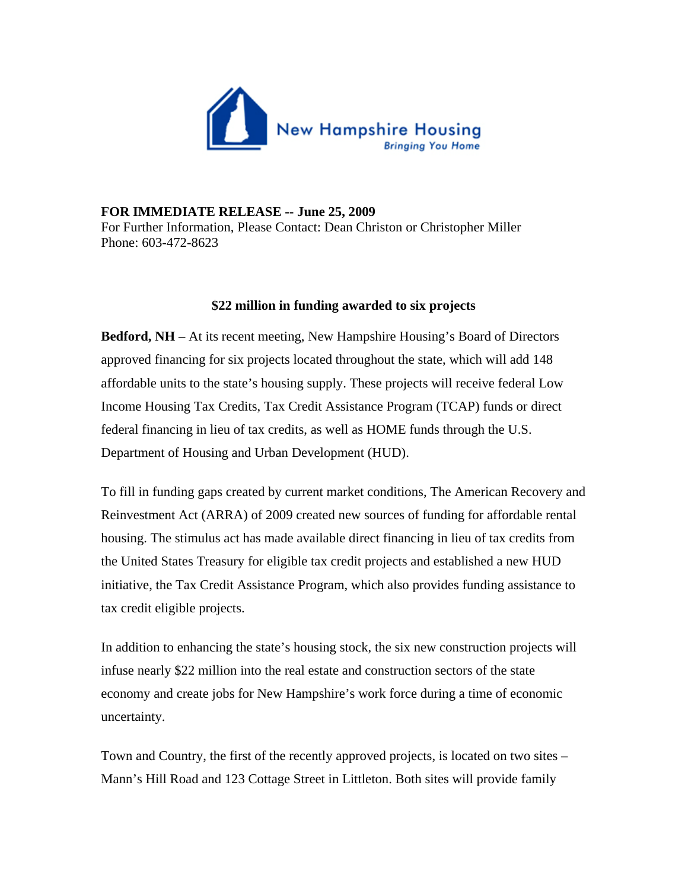New Hampshire Housing
*Bringing You Home*

**FOR IMMEDIATE RELEASE -- June 25, 2009**
For Further Information, Please Contact: Dean Christon or Christopher Miller
Phone: 603-472-8623

## $22 million in funding awarded to six projects

**Bedford, NH** – At its recent meeting, New Hampshire Housing's Board of Directors approved financing for six projects located throughout the state, which will add 148 affordable units to the state's housing supply. These projects will receive federal Low Income Housing Tax Credits, Tax Credit Assistance Program (TCAP) funds or direct federal financing in lieu of tax credits, as well as HOME funds through the U.S. Department of Housing and Urban Development (HUD).

To fill in funding gaps created by current market conditions, The American Recovery and Reinvestment Act (ARRA) of 2009 created new sources of funding for affordable rental housing. The stimulus act has made available direct financing in lieu of tax credits from the United States Treasury for eligible tax credit projects and established a new HUD initiative, the Tax Credit Assistance Program, which also provides funding assistance to tax credit eligible projects.

In addition to enhancing the state's housing stock, the six new construction projects will infuse nearly $22 million into the real estate and construction sectors of the state economy and create jobs for New Hampshire's work force during a time of economic uncertainty.

Town and Country, the first of the recently approved projects, is located on two sites – Mann's Hill Road and 123 Cottage Street in Littleton. Both sites will provide family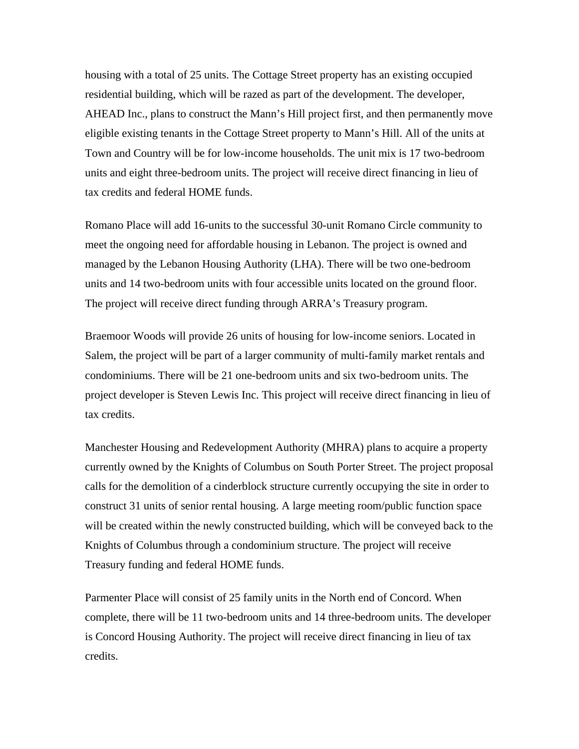housing with a total of 25 units. The Cottage Street property has an existing occupied residential building, which will be razed as part of the development. The developer, AHEAD Inc., plans to construct the Mann's Hill project first, and then permanently move eligible existing tenants in the Cottage Street property to Mann's Hill. All of the units at Town and Country will be for low-income households. The unit mix is 17 two-bedroom units and eight three-bedroom units. The project will receive direct financing in lieu of tax credits and federal HOME funds.

Romano Place will add 16-units to the successful 30-unit Romano Circle community to meet the ongoing need for affordable housing in Lebanon. The project is owned and managed by the Lebanon Housing Authority (LHA). There will be two one-bedroom units and 14 two-bedroom units with four accessible units located on the ground floor. The project will receive direct funding through ARRA's Treasury program.

Braemoor Woods will provide 26 units of housing for low-income seniors. Located in Salem, the project will be part of a larger community of multi-family market rentals and condominiums. There will be 21 one-bedroom units and six two-bedroom units. The project developer is Steven Lewis Inc. This project will receive direct financing in lieu of tax credits.

Manchester Housing and Redevelopment Authority (MHRA) plans to acquire a property currently owned by the Knights of Columbus on South Porter Street. The project proposal calls for the demolition of a cinderblock structure currently occupying the site in order to construct 31 units of senior rental housing. A large meeting room/public function space will be created within the newly constructed building, which will be conveyed back to the Knights of Columbus through a condominium structure. The project will receive Treasury funding and federal HOME funds.

Parmenter Place will consist of 25 family units in the North end of Concord. When complete, there will be 11 two-bedroom units and 14 three-bedroom units. The developer is Concord Housing Authority. The project will receive direct financing in lieu of tax credits.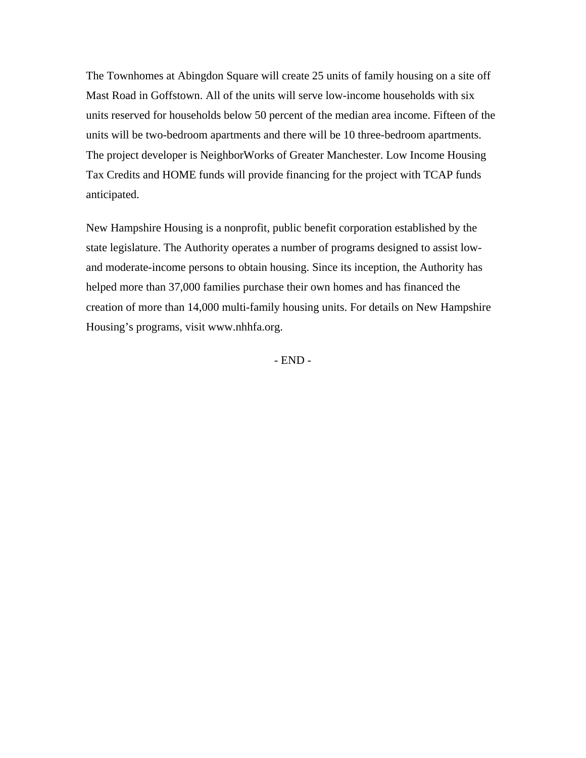The Townhomes at Abingdon Square will create 25 units of family housing on a site off Mast Road in Goffstown. All of the units will serve low-income households with six units reserved for households below 50 percent of the median area income. Fifteen of the units will be two-bedroom apartments and there will be 10 three-bedroom apartments. The project developer is NeighborWorks of Greater Manchester. Low Income Housing Tax Credits and HOME funds will provide financing for the project with TCAP funds anticipated.

New Hampshire Housing is a nonprofit, public benefit corporation established by the state legislature. The Authority operates a number of programs designed to assist low- and moderate-income persons to obtain housing. Since its inception, the Authority has helped more than 37,000 families purchase their own homes and has financed the creation of more than 14,000 multi-family housing units. For details on New Hampshire Housing's programs, visit www.nhhfa.org.

- END -